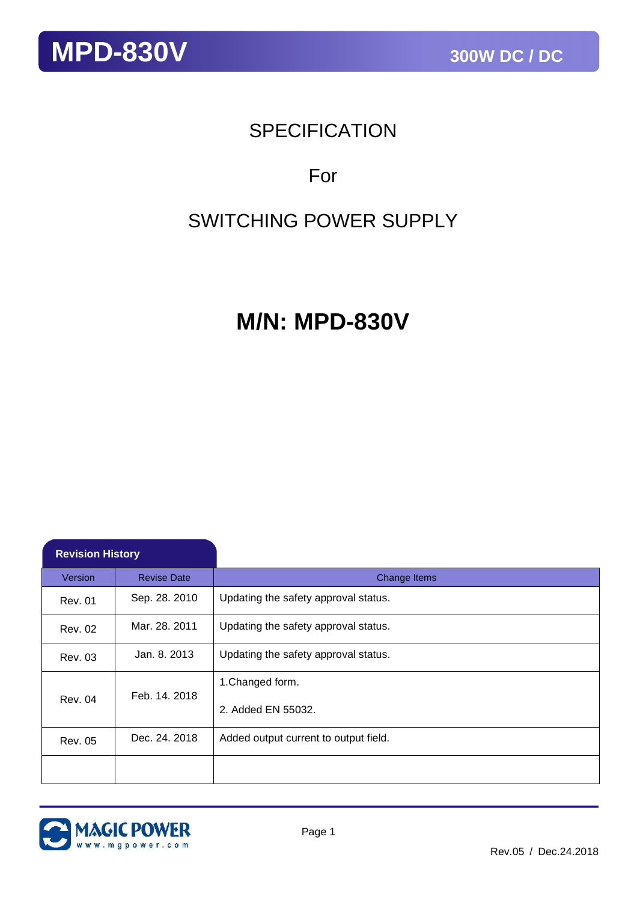# MPD-830V

**300W DC / DC**

SPECIFICATION

For

SWITCHING POWER SUPPLY

# M/N: MPD-830V

**Revision History**

| Version | Revise Date | Change Items |
|---|---|---|
| Rev. 01 | Sep. 28. 2010 | Updating the safety approval status. |
| Rev. 02 | Mar. 28. 2011 | Updating the safety approval status. |
| Rev. 03 | Jan. 8. 2013 | Updating the safety approval status. |
| Rev. 04 | Feb. 14. 2018 | 1.Changed form.<br>2. Added EN 55032. |
| Rev. 05 | Dec. 24. 2018 | Added output current to output field. |
| | | |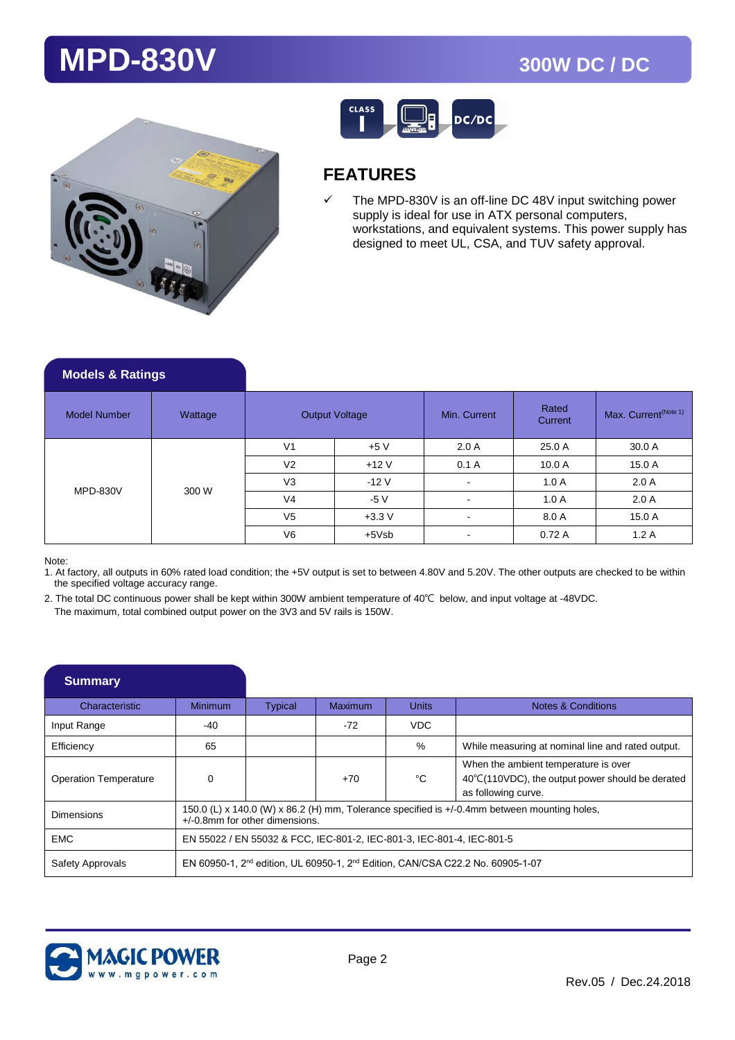# MPD-830V

## 300W DC / DC

## FEATURES

- ✓ The MPD-830V is an off-line DC 48V input switching power supply is ideal for use in ATX personal computers, workstations, and equivalent systems. This power supply has designed to meet UL, CSA, and TUV safety approval.

### Models & Ratings

| Model Number | Wattage | Output Voltage | | Min. Current | Rated Current | Max. Current(Note 1) |
|---|---|---|---|---|---|---|
| MPD-830V | 300 W | V1 | +5 V | 2.0 A | 25.0 A | 30.0 A |
| | | V2 | +12 V | 0.1 A | 10.0 A | 15.0 A |
| | | V3 | -12 V | - | 1.0 A | 2.0 A |
| | | V4 | -5 V | - | 1.0 A | 2.0 A |
| | | V5 | +3.3 V | - | 8.0 A | 15.0 A |
| | | V6 | +5Vsb | - | 0.72 A | 1.2 A |

Note:

1. At factory, all outputs in 60% rated load condition; the +5V output is set to between 4.80V and 5.20V. The other outputs are checked to be within the specified voltage accuracy range.
2. The total DC continuous power shall be kept within 300W ambient temperature of 40℃ below, and input voltage at -48VDC. The maximum, total combined output power on the 3V3 and 5V rails is 150W.

### Summary

| Characteristic | Minimum | Typical | Maximum | Units | Notes & Conditions |
|---|---|---|---|---|---|
| Input Range | -40 | | -72 | VDC | |
| Efficiency | 65 | | | % | While measuring at nominal line and rated output. |
| Operation Temperature | 0 | | +70 | °C | When the ambient temperature is over 40℃(110VDC), the output power should be derated as following curve. |
| Dimensions | 150.0 (L) x 140.0 (W) x 86.2 (H) mm, Tolerance specified is +/-0.4mm between mounting holes, +/-0.8mm for other dimensions. | | | | |
| EMC | EN 55022 / EN 55032 & FCC, IEC-801-2, IEC-801-3, IEC-801-4, IEC-801-5 | | | | |
| Safety Approvals | EN 60950-1, 2nd edition, UL 60950-1, 2nd Edition, CAN/CSA C22.2 No. 60905-1-07 | | | | |

Rev.05 / Dec.24.2018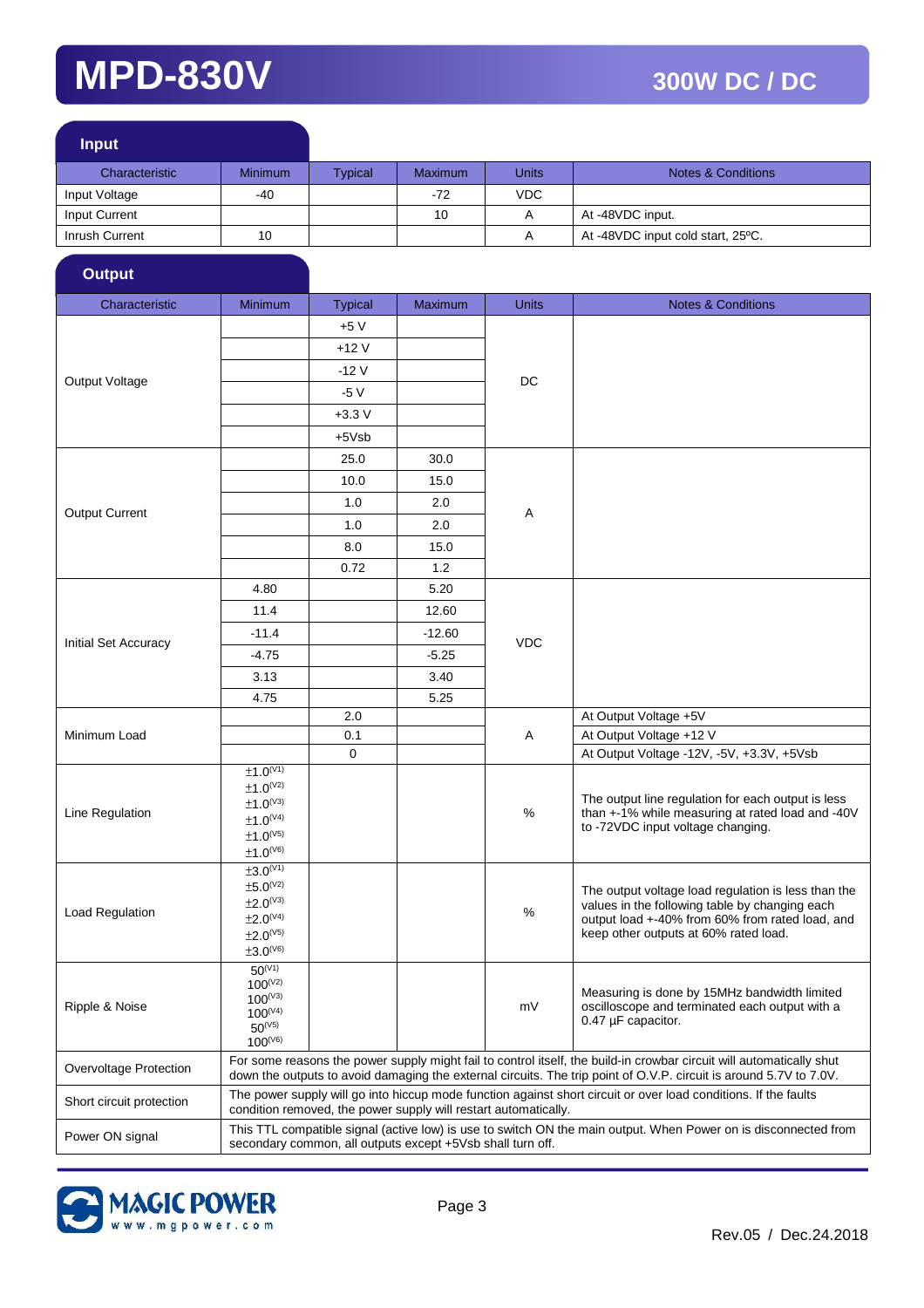# MPD-830V

## 300W DC / DC

### Input

| Characteristic | Minimum | Typical | Maximum | Units | Notes & Conditions |
|---|---|---|---|---|---|
| Input Voltage | -40 | | -72 | VDC | |
| Input Current | | | 10 | A | At -48VDC input. |
| Inrush Current | 10 | | | A | At -48VDC input cold start, 25ºC. |

### Output

| Characteristic | Minimum | Typical | Maximum | Units | Notes & Conditions |
|---|---|---|---|---|---|
| Output Voltage | | +5 V | | DC | |
| | | +12 V | | | |
| | | -12 V | | | |
| | | -5 V | | | |
| | | +3.3 V | | | |
| | | +5Vsb | | | |
| Output Current | | 25.0 | 30.0 | A | |
| | | 10.0 | 15.0 | | |
| | | 1.0 | 2.0 | | |
| | | 1.0 | 2.0 | | |
| | | 8.0 | 15.0 | | |
| | | 0.72 | 1.2 | | |
| Initial Set Accuracy | 4.80 | | 5.20 | VDC | |
| | 11.4 | | 12.60 | | |
| | -11.4 | | -12.60 | | |
| | -4.75 | | -5.25 | | |
| | 3.13 | | 3.40 | | |
| | 4.75 | | 5.25 | | |
| Minimum Load | | 2.0 | | A | At Output Voltage +5V |
| | | 0.1 | | | At Output Voltage +12 V |
| | | 0 | | | At Output Voltage -12V, -5V, +3.3V, +5Vsb |
| Line Regulation | ±1.0(V1)<br>±1.0(V2)<br>±1.0(V3)<br>±1.0(V4)<br>±1.0(V5)<br>±1.0(V6) | | | % | The output line regulation for each output is less than +-1% while measuring at rated load and -40V to -72VDC input voltage changing. |
| Load Regulation | ±3.0(V1)<br>±5.0(V2)<br>±2.0(V3)<br>±2.0(V4)<br>±2.0(V5)<br>±3.0(V6) | | | % | The output voltage load regulation is less than the values in the following table by changing each output load +-40% from 60% from rated load, and keep other outputs at 60% rated load. |
| Ripple & Noise | 50(V1)<br>100(V2)<br>100(V3)<br>100(V4)<br>50(V5)<br>100(V6) | | | mV | Measuring is done by 15MHz bandwidth limited oscilloscope and terminated each output with a 0.47 µF capacitor. |
| Overvoltage Protection | For some reasons the power supply might fail to control itself, the build-in crowbar circuit will automatically shut down the outputs to avoid damaging the external circuits. The trip point of O.V.P. circuit is around 5.7V to 7.0V. | | | | |
| Short circuit protection | The power supply will go into hiccup mode function against short circuit or over load conditions. If the faults condition removed, the power supply will restart automatically. | | | | |
| Power ON signal | This TTL compatible signal (active low) is use to switch ON the main output. When Power on is disconnected from secondary common, all outputs except +5Vsb shall turn off. | | | | |

Rev.05 / Dec.24.2018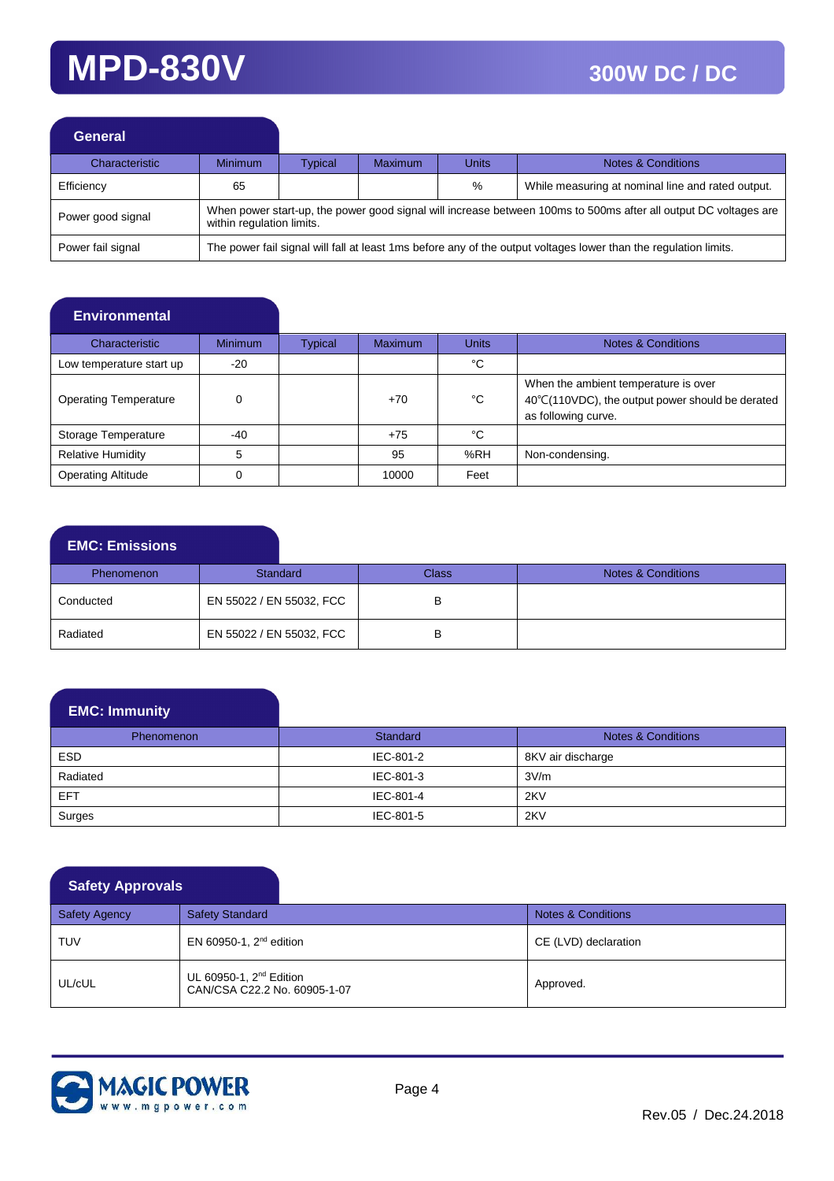# MPD-830V

## 300W DC / DC

### General

| Characteristic | Minimum | Typical | Maximum | Units | Notes & Conditions |
|---|---|---|---|---|---|
| Efficiency | 65 | | | % | While measuring at nominal line and rated output. |
| Power good signal | When power start-up, the power good signal will increase between 100ms to 500ms after all output DC voltages are within regulation limits. | | | | |
| Power fail signal | The power fail signal will fall at least 1ms before any of the output voltages lower than the regulation limits. | | | | |

### Environmental

| Characteristic | Minimum | Typical | Maximum | Units | Notes & Conditions |
|---|---|---|---|---|---|
| Low temperature start up | -20 | | | °C | |
| Operating Temperature | 0 | | +70 | °C | When the ambient temperature is over 40℃(110VDC), the output power should be derated as following curve. |
| Storage Temperature | -40 | | +75 | °C | |
| Relative Humidity | 5 | | 95 | %RH | Non-condensing. |
| Operating Altitude | 0 | | 10000 | Feet | |

### EMC: Emissions

| Phenomenon | Standard | Class | Notes & Conditions |
|---|---|---|---|
| Conducted | EN 55022 / EN 55032, FCC | B | |
| Radiated | EN 55022 / EN 55032, FCC | B | |

### EMC: Immunity

| Phenomenon | Standard | Notes & Conditions |
|---|---|---|
| ESD | IEC-801-2 | 8KV air discharge |
| Radiated | IEC-801-3 | 3V/m |
| EFT | IEC-801-4 | 2KV |
| Surges | IEC-801-5 | 2KV |

### Safety Approvals

| Safety Agency | Safety Standard | Notes & Conditions |
|---|---|---|
| TUV | EN 60950-1, 2nd edition | CE (LVD) declaration |
| UL/cUL | UL 60950-1, 2nd Edition<br>CAN/CSA C22.2 No. 60905-1-07 | Approved. |

Rev.05 / Dec.24.2018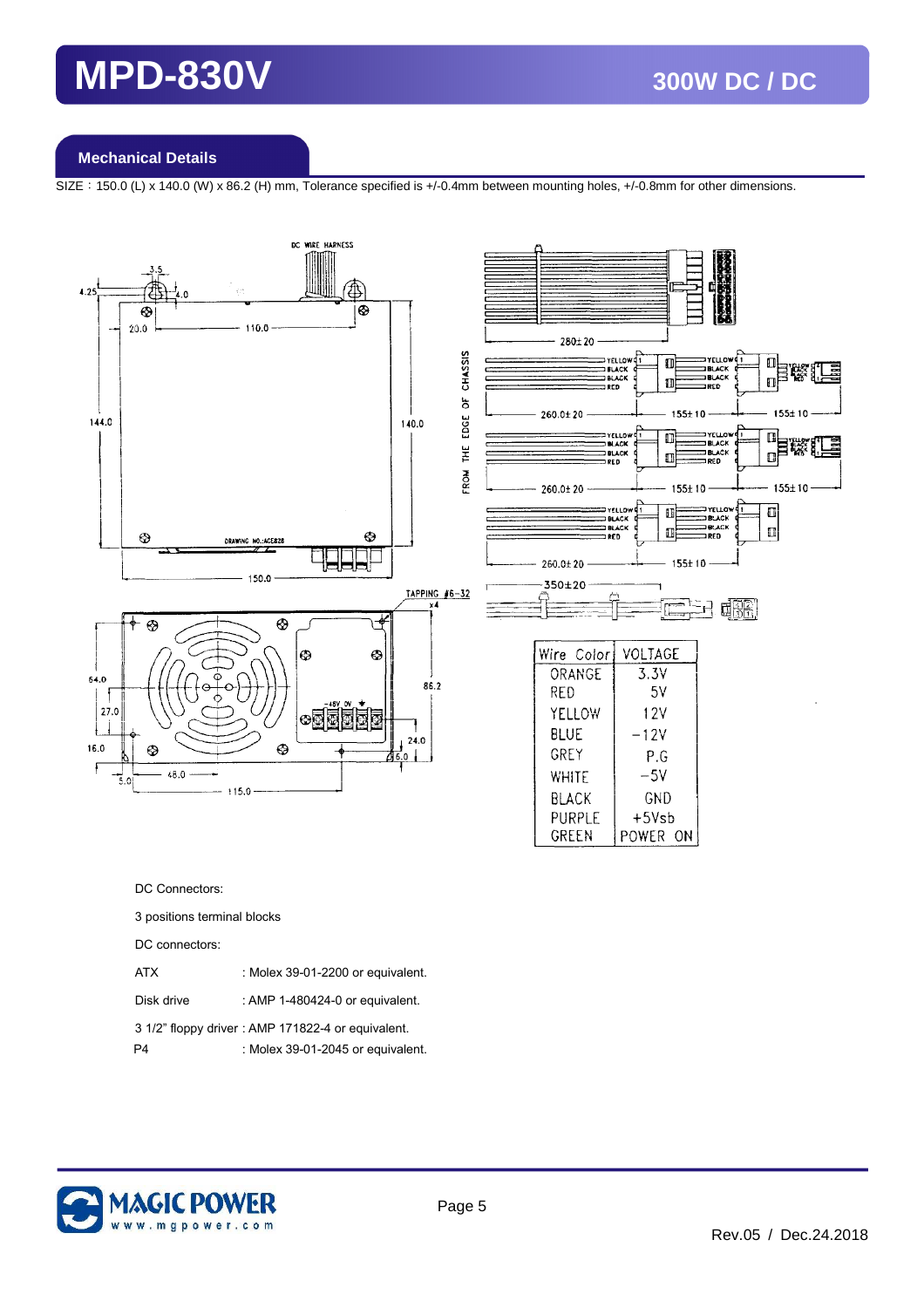## Mechanical Details

SIZE：150.0 (L) x 140.0 (W) x 86.2 (H) mm, Tolerance specified is +/-0.4mm between mounting holes, +/-0.8mm for other dimensions.

| Wire Color | VOLTAGE |
|---|---|
| ORANGE | 3.3V |
| RED | 5V |
| YELLOW | 12V |
| BLUE | −12V |
| GREY | P.G |
| WHITE | −5V |
| BLACK | GND |
| PURPLE | +5Vsb |
| GREEN | POWER ON |

DC Connectors:

3 positions terminal blocks

DC connectors:

ATX : Molex 39-01-2200 or equivalent.

Disk drive : AMP 1-480424-0 or equivalent.

3 1/2" floppy driver : AMP 171822-4 or equivalent.

P4 : Molex 39-01-2045 or equivalent.